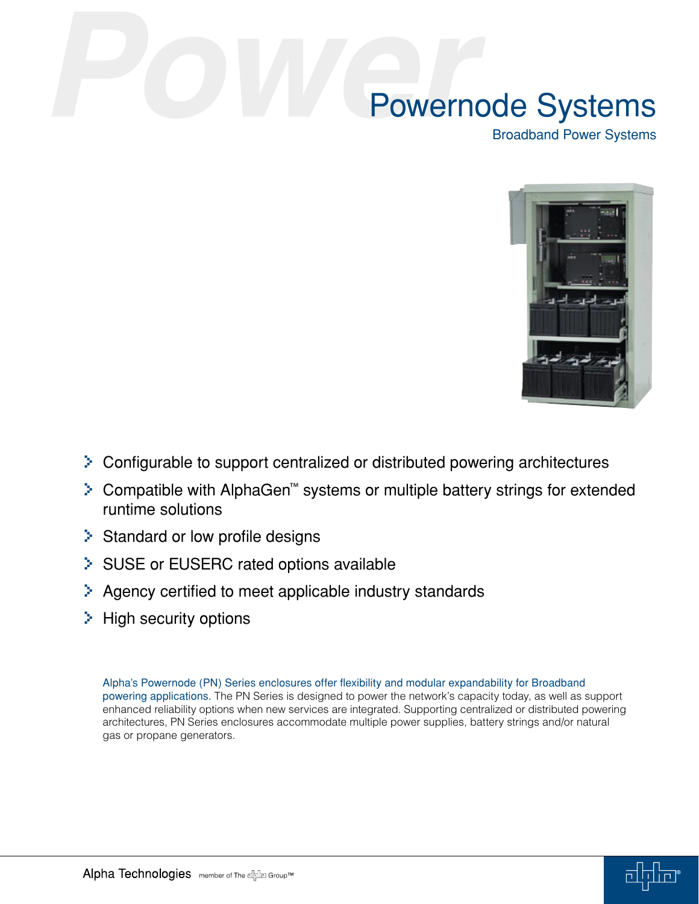# Powernode Systems

## Broadband Power Systems

- Configurable to support centralized or distributed powering architectures
- Compatible with AlphaGen™ systems or multiple battery strings for extended runtime solutions
- Standard or low profile designs
- SUSE or EUSERC rated options available
- Agency certified to meet applicable industry standards
- High security options

Alpha's Powernode (PN) Series enclosures offer flexibility and modular expandability for Broadband powering applications. The PN Series is designed to power the network's capacity today, as well as support enhanced reliability options when new services are integrated. Supporting centralized or distributed powering architectures, PN Series enclosures accommodate multiple power supplies, battery strings and/or natural gas or propane generators.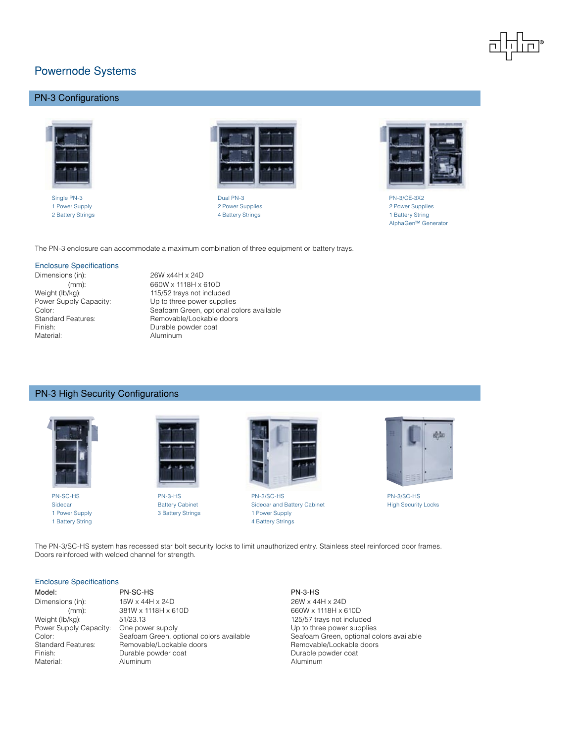# Powernode Systems

## PN-3 Configurations

Single PN-3
1 Power Supply
2 Battery Strings

Dual PN-3
2 Power Supplies
4 Battery Strings

PN-3/CE-3X2
2 Power Supplies
1 Battery String
AlphaGen™ Generator

The PN-3 enclosure can accommodate a maximum combination of three equipment or battery trays.

### Enclosure Specifications

| | |
|---|---|
| Dimensions (in): | 26W x44H x 24D |
| (mm): | 660W x 1118H x 610D |
| Weight (lb/kg): | 115/52 trays not included |
| Power Supply Capacity: | Up to three power supplies |
| Color: | Seafoam Green, optional colors available |
| Standard Features: | Removable/Lockable doors |
| Finish: | Durable powder coat |
| Material: | Aluminum |

## PN-3 High Security Configurations

PN-SC-HS
Sidecar
1 Power Supply
1 Battery String

PN-3-HS
Battery Cabinet
3 Battery Strings

PN-3/SC-HS
Sidecar and Battery Cabinet
1 Power Supply
4 Battery Strings

PN-3/SC-HS
High Security Locks

The PN-3/SC-HS system has recessed star bolt security locks to limit unauthorized entry. Stainless steel reinforced door frames. Doors reinforced with welded channel for strength.

### Enclosure Specifications

| Model: | PN-SC-HS | PN-3-HS |
|---|---|---|
| Dimensions (in): | 15W x 44H x 24D | 26W x 44H x 24D |
| (mm): | 381W x 1118H x 610D | 660W x 1118H x 610D |
| Weight (lb/kg): | 51/23.13 | 125/57 trays not included |
| Power Supply Capacity: | One power supply | Up to three power supplies |
| Color: | Seafoam Green, optional colors available | Seafoam Green, optional colors available |
| Standard Features: | Removable/Lockable doors | Removable/Lockable doors |
| Finish: | Durable powder coat | Durable powder coat |
| Material: | Aluminum | Aluminum |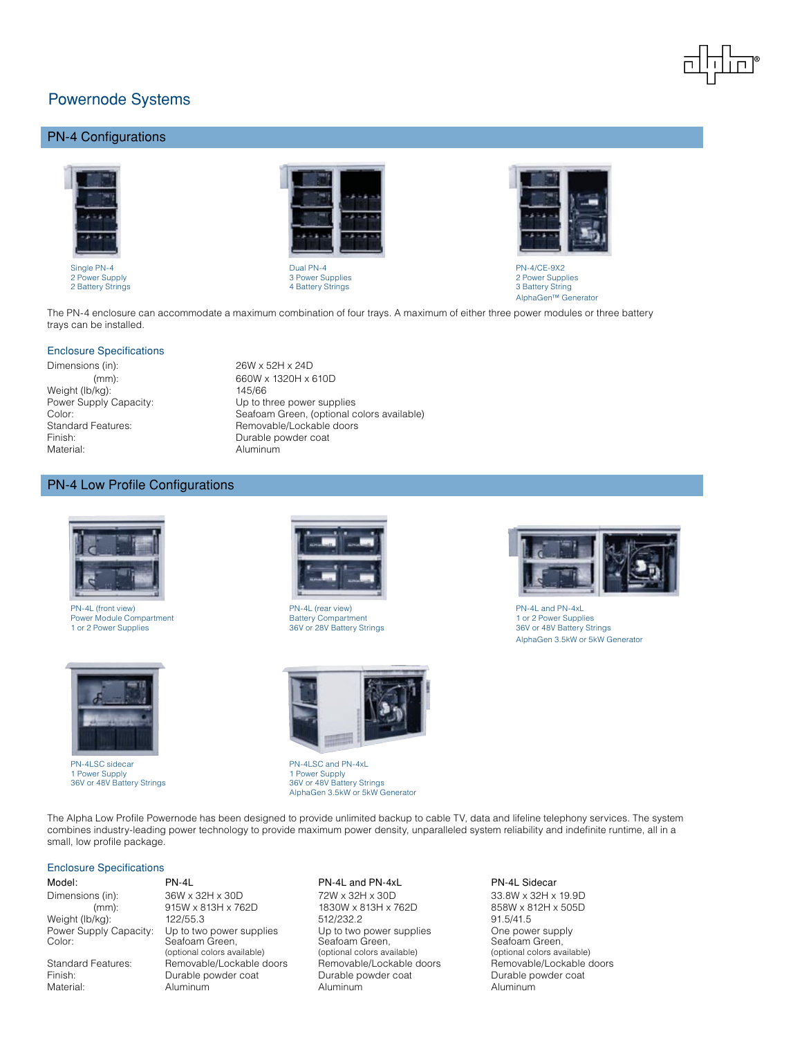# Powernode Systems

## PN-4 Configurations

Single PN-4
2 Power Supply
2 Battery Strings

Dual PN-4
3 Power Supplies
4 Battery Strings

PN-4/CE-9X2
2 Power Supplies
3 Battery String
AlphaGen™ Generator

The PN-4 enclosure can accommodate a maximum combination of four trays. A maximum of either three power modules or three battery trays can be installed.

### Enclosure Specifications

| | |
|---|---|
| Dimensions (in): | 26W x 52H x 24D |
| (mm): | 660W x 1320H x 610D |
| Weight (lb/kg): | 145/66 |
| Power Supply Capacity: | Up to three power supplies |
| Color: | Seafoam Green, (optional colors available) |
| Standard Features: | Removable/Lockable doors |
| Finish: | Durable powder coat |
| Material: | Aluminum |

## PN-4 Low Profile Configurations

PN-4L (front view)
Power Module Compartment
1 or 2 Power Supplies

PN-4L (rear view)
Battery Compartment
36V or 28V Battery Strings

PN-4L and PN-4xL
1 or 2 Power Supplies
36V or 48V Battery Strings
AlphaGen 3.5kW or 5kW Generator

PN-4LSC sidecar
1 Power Supply
36V or 48V Battery Strings

PN-4LSC and PN-4xL
1 Power Supply
36V or 48V Battery Strings
AlphaGen 3.5kW or 5kW Generator

The Alpha Low Profile Powernode has been designed to provide unlimited backup to cable TV, data and lifeline telephony services. The system combines industry-leading power technology to provide maximum power density, unparalleled system reliability and indefinite runtime, all in a small, low profile package.

### Enclosure Specifications

| Model: | PN-4L | PN-4L and PN-4xL | PN-4L Sidecar |
|---|---|---|---|
| Dimensions (in): | 36W x 32H x 30D | 72W x 32H x 30D | 33.8W x 32H x 19.9D |
| (mm): | 915W x 813H x 762D | 1830W x 813H x 762D | 858W x 812H x 505D |
| Weight (lb/kg): | 122/55.3 | 512/232.2 | 91.5/41.5 |
| Power Supply Capacity: | Up to two power supplies | Up to two power supplies | One power supply |
| Color: | Seafoam Green, (optional colors available) | Seafoam Green, (optional colors available) | Seafoam Green, (optional colors available) |
| Standard Features: | Removable/Lockable doors | Removable/Lockable doors | Removable/Lockable doors |
| Finish: | Durable powder coat | Durable powder coat | Durable powder coat |
| Material: | Aluminum | Aluminum | Aluminum |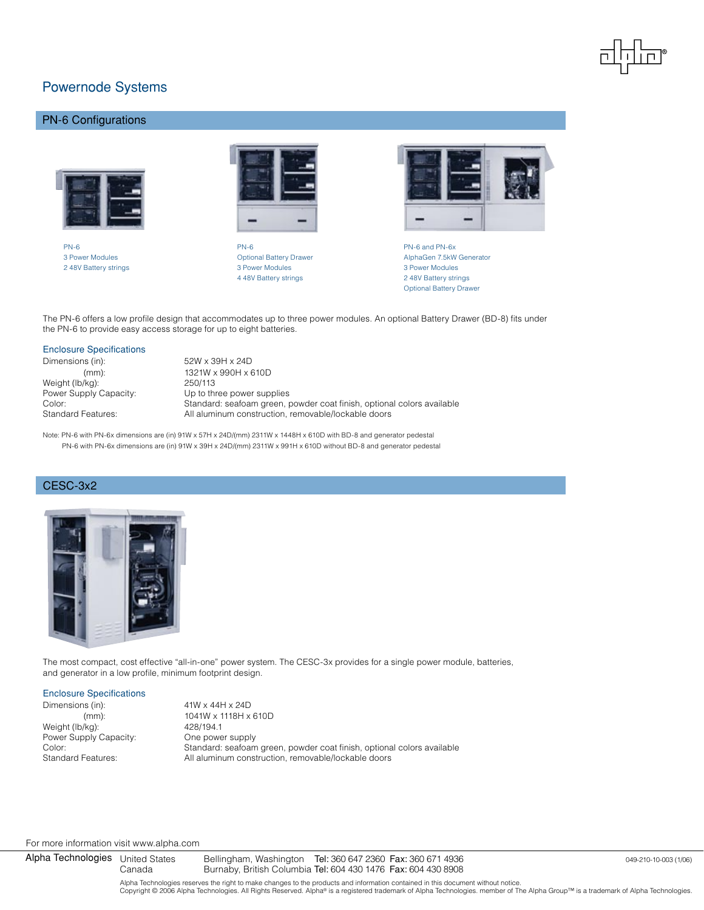# Powernode Systems

## PN-6 Configurations

PN-6
3 Power Modules
2 48V Battery strings

PN-6
Optional Battery Drawer
3 Power Modules
4 48V Battery strings

PN-6 and PN-6x
AlphaGen 7.5kW Generator
3 Power Modules
2 48V Battery strings
Optional Battery Drawer

The PN-6 offers a low profile design that accommodates up to three power modules. An optional Battery Drawer (BD-8) fits under the PN-6 to provide easy access storage for up to eight batteries.

### Enclosure Specifications

| | |
|---|---|
| Dimensions (in): | 52W x 39H x 24D |
| (mm): | 1321W x 990H x 610D |
| Weight (lb/kg): | 250/113 |
| Power Supply Capacity: | Up to three power supplies |
| Color: | Standard: seafoam green, powder coat finish, optional colors available |
| Standard Features: | All aluminum construction, removable/lockable doors |

Note: PN-6 with PN-6x dimensions are (in) 91W x 57H x 24D/(mm) 2311W x 1448H x 610D with BD-8 and generator pedestal
PN-6 with PN-6x dimensions are (in) 91W x 39H x 24D/(mm) 2311W x 991H x 610D without BD-8 and generator pedestal

## CESC-3x2

The most compact, cost effective "all-in-one" power system. The CESC-3x provides for a single power module, batteries, and generator in a low profile, minimum footprint design.

### Enclosure Specifications

| | |
|---|---|
| Dimensions (in): | 41W x 44H x 24D |
| (mm): | 1041W x 1118H x 610D |
| Weight (lb/kg): | 428/194.1 |
| Power Supply Capacity: | One power supply |
| Color: | Standard: seafoam green, powder coat finish, optional colors available |
| Standard Features: | All aluminum construction, removable/lockable doors |

For more information visit www.alpha.com

Alpha Technologies | United States | Bellingham, Washington | Tel: 360 647 2360 | Fax: 360 671 4936
| Canada | Burnaby, British Columbia | Tel: 604 430 1476 | Fax: 604 430 8908

049-210-10-003 (1/06)

Alpha Technologies reserves the right to make changes to the products and information contained in this document without notice.
Copyright © 2006 Alpha Technologies. All Rights Reserved. Alpha® is a registered trademark of Alpha Technologies. member of The Alpha Group™ is a trademark of Alpha Technologies.